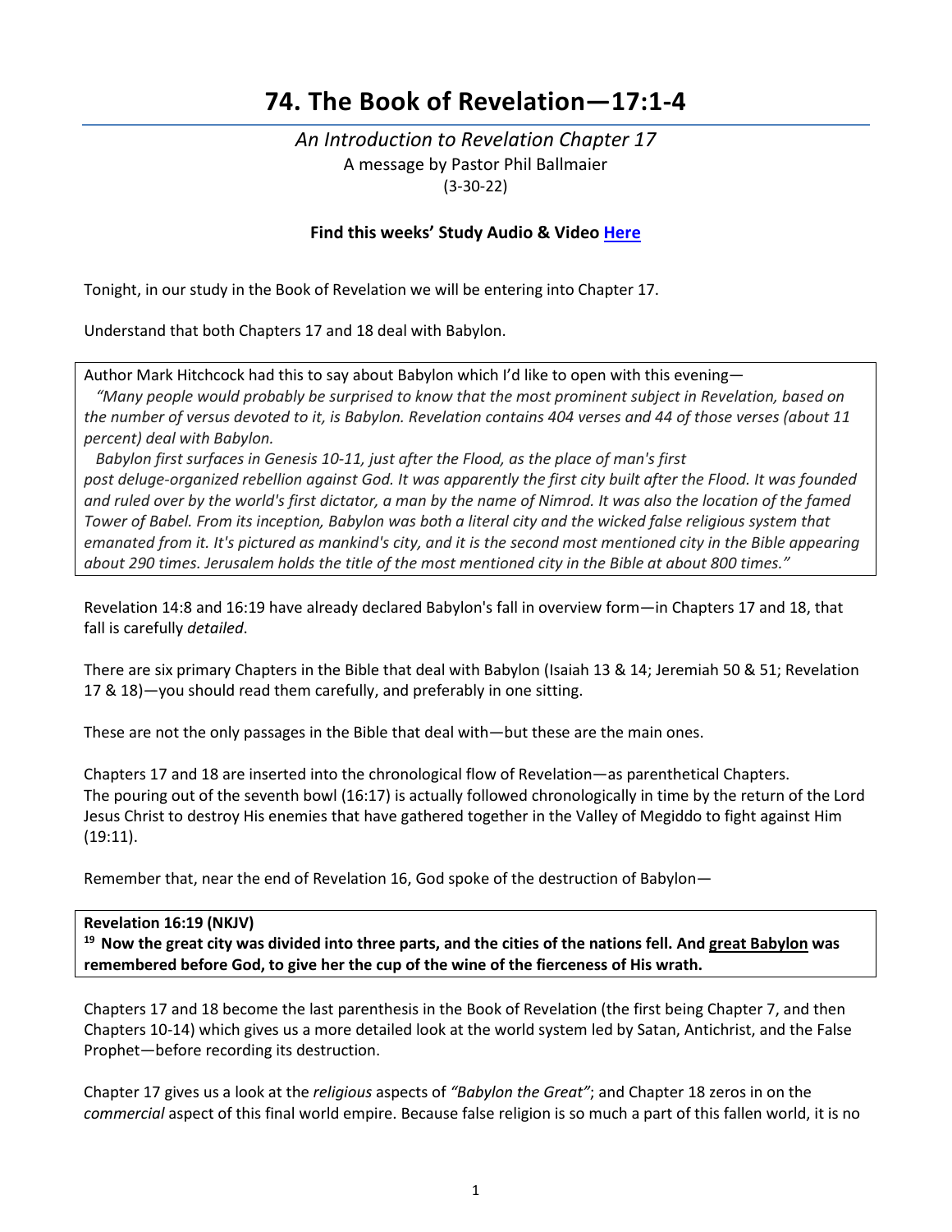# 74. The Book of Revelation—17:1-4

*An Introduction to Revelation Chapter 17*

A message by Pastor Phil Ballmaier

(3-30-22)

**Find this weeks' Study Audio & Video [Here]()**

Tonight, in our study in the Book of Revelation we will be entering into Chapter 17.

Understand that both Chapters 17 and 18 deal with Babylon.

> Author Mark Hitchcock had this to say about Babylon which I'd like to open with this evening—
>
> *"Many people would probably be surprised to know that the most prominent subject in Revelation, based on the number of versus devoted to it, is Babylon. Revelation contains 404 verses and 44 of those verses (about 11 percent) deal with Babylon.*
>
> *Babylon first surfaces in Genesis 10-11, just after the Flood, as the place of man's first post deluge-organized rebellion against God. It was apparently the first city built after the Flood. It was founded and ruled over by the world's first dictator, a man by the name of Nimrod. It was also the location of the famed Tower of Babel. From its inception, Babylon was both a literal city and the wicked false religious system that emanated from it. It's pictured as mankind's city, and it is the second most mentioned city in the Bible appearing about 290 times. Jerusalem holds the title of the most mentioned city in the Bible at about 800 times."*

Revelation 14:8 and 16:19 have already declared Babylon's fall in overview form—in Chapters 17 and 18, that fall is carefully *detailed*.

There are six primary Chapters in the Bible that deal with Babylon (Isaiah 13 & 14; Jeremiah 50 & 51; Revelation 17 & 18)—you should read them carefully, and preferably in one sitting.

These are not the only passages in the Bible that deal with—but these are the main ones.

Chapters 17 and 18 are inserted into the chronological flow of Revelation—as parenthetical Chapters. The pouring out of the seventh bowl (16:17) is actually followed chronologically in time by the return of the Lord Jesus Christ to destroy His enemies that have gathered together in the Valley of Megiddo to fight against Him (19:11).

Remember that, near the end of Revelation 16, God spoke of the destruction of Babylon—

> **Revelation 16:19 (NKJV)**
>
> **[19] Now the great city was divided into three parts, and the cities of the nations fell. And <u>great Babylon</u> was remembered before God, to give her the cup of the wine of the fierceness of His wrath.**

Chapters 17 and 18 become the last parenthesis in the Book of Revelation (the first being Chapter 7, and then Chapters 10-14) which gives us a more detailed look at the world system led by Satan, Antichrist, and the False Prophet—before recording its destruction.

Chapter 17 gives us a look at the *religious* aspects of *"Babylon the Great"*; and Chapter 18 zeros in on the *commercial* aspect of this final world empire. Because false religion is so much a part of this fallen world, it is no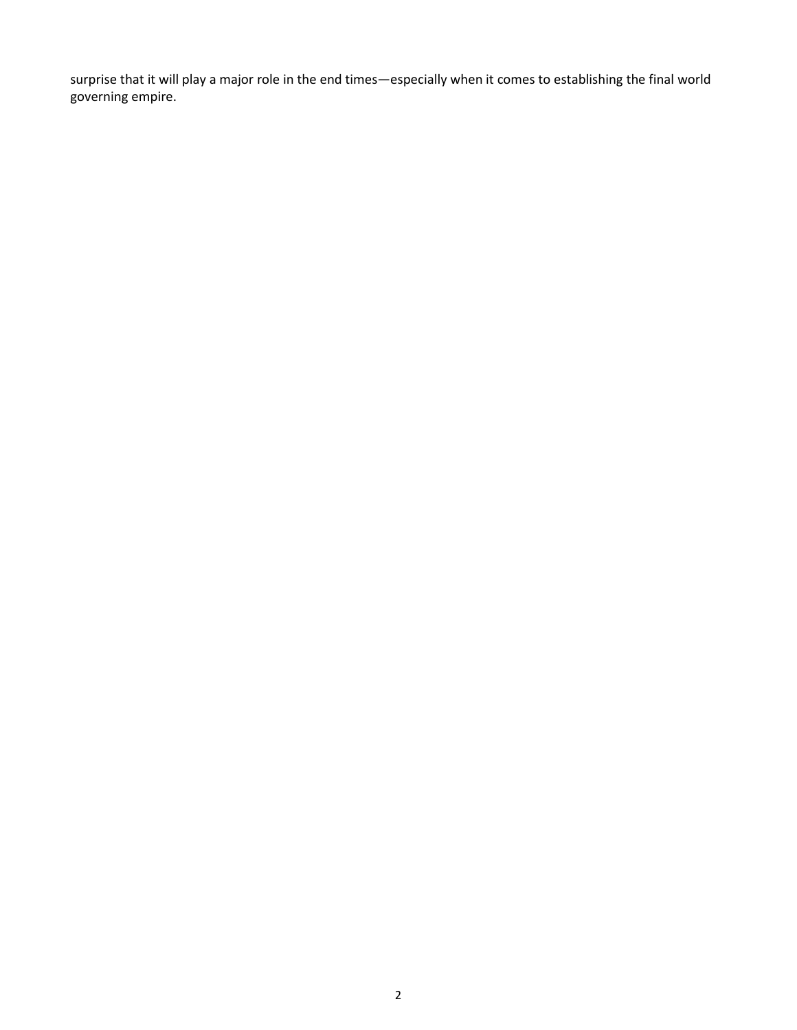surprise that it will play a major role in the end times—especially when it comes to establishing the final world governing empire.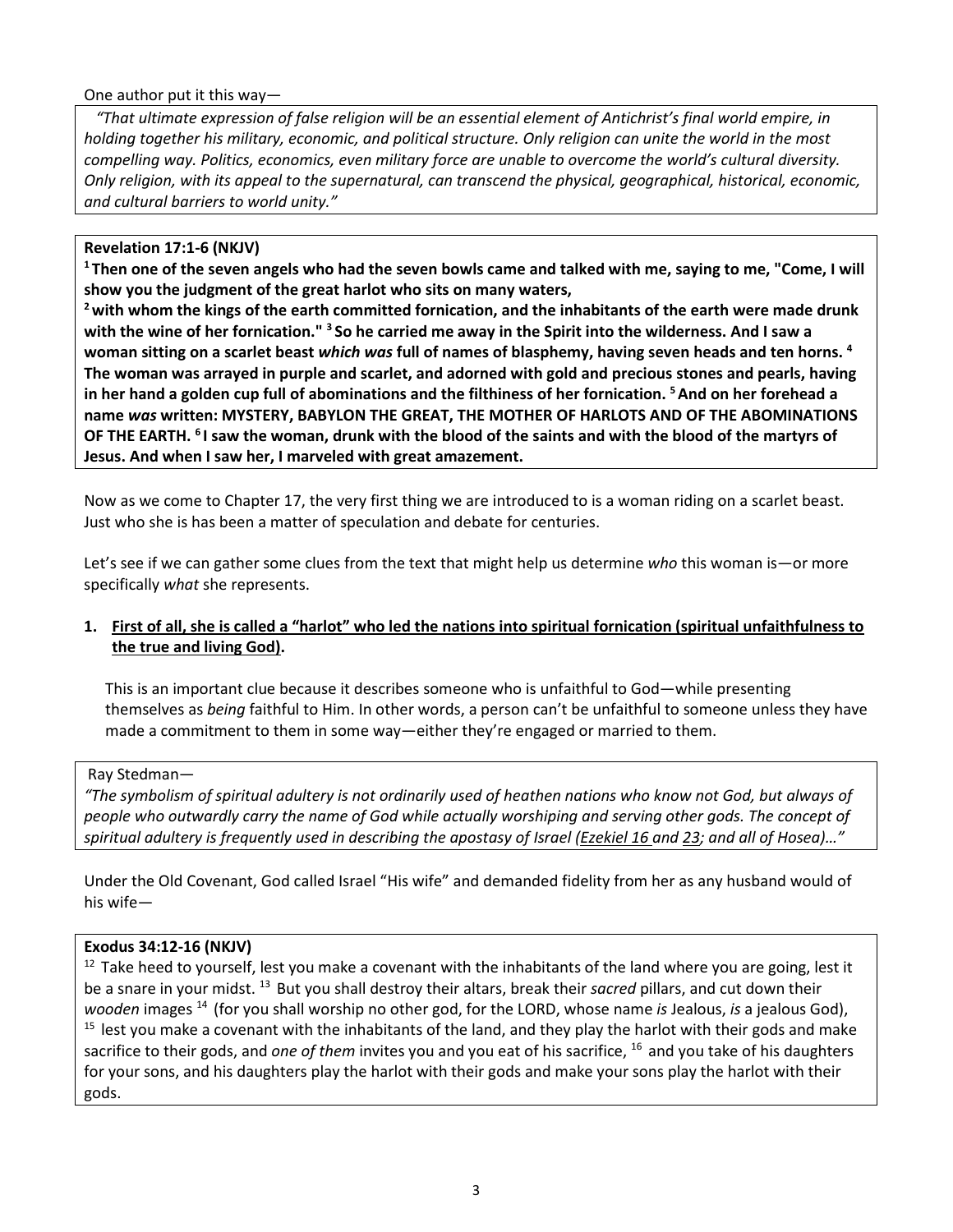One author put it this way—

> *"That ultimate expression of false religion will be an essential element of Antichrist's final world empire, in holding together his military, economic, and political structure. Only religion can unite the world in the most compelling way. Politics, economics, even military force are unable to overcome the world's cultural diversity. Only religion, with its appeal to the supernatural, can transcend the physical, geographical, historical, economic, and cultural barriers to world unity."*

> **Revelation 17:1-6 (NKJV)**
> **[1] Then one of the seven angels who had the seven bowls came and talked with me, saying to me, "Come, I will show you the judgment of the great harlot who sits on many waters,**
> **[2] with whom the kings of the earth committed fornication, and the inhabitants of the earth were made drunk with the wine of her fornication." [3] So he carried me away in the Spirit into the wilderness. And I saw a woman sitting on a scarlet beast *which was* full of names of blasphemy, having seven heads and ten horns. [4] The woman was arrayed in purple and scarlet, and adorned with gold and precious stones and pearls, having in her hand a golden cup full of abominations and the filthiness of her fornication. [5] And on her forehead a name *was* written: MYSTERY, BABYLON THE GREAT, THE MOTHER OF HARLOTS AND OF THE ABOMINATIONS OF THE EARTH. [6] I saw the woman, drunk with the blood of the saints and with the blood of the martyrs of Jesus. And when I saw her, I marveled with great amazement.**

Now as we come to Chapter 17, the very first thing we are introduced to is a woman riding on a scarlet beast. Just who she is has been a matter of speculation and debate for centuries.

Let's see if we can gather some clues from the text that might help us determine *who* this woman is—or more specifically *what* she represents.

1. **First of all, she is called a "harlot" who led the nations into spiritual fornication (spiritual unfaithfulness to the true and living God).**

   This is an important clue because it describes someone who is unfaithful to God—while presenting themselves as *being* faithful to Him. In other words, a person can't be unfaithful to someone unless they have made a commitment to them in some way—either they're engaged or married to them.

> Ray Stedman—
> *"The symbolism of spiritual adultery is not ordinarily used of heathen nations who know not God, but always of people who outwardly carry the name of God while actually worshiping and serving other gods. The concept of spiritual adultery is frequently used in describing the apostasy of Israel (Ezekiel 16 and 23; and all of Hosea)…"*

Under the Old Covenant, God called Israel "His wife" and demanded fidelity from her as any husband would of his wife—

> **Exodus 34:12-16 (NKJV)**
> [12] Take heed to yourself, lest you make a covenant with the inhabitants of the land where you are going, lest it be a snare in your midst. [13] But you shall destroy their altars, break their *sacred* pillars, and cut down their *wooden* images [14] (for you shall worship no other god, for the LORD, whose name *is* Jealous, *is* a jealous God), [15] lest you make a covenant with the inhabitants of the land, and they play the harlot with their gods and make sacrifice to their gods, and *one of them* invites you and you eat of his sacrifice, [16] and you take of his daughters for your sons, and his daughters play the harlot with their gods and make your sons play the harlot with their gods.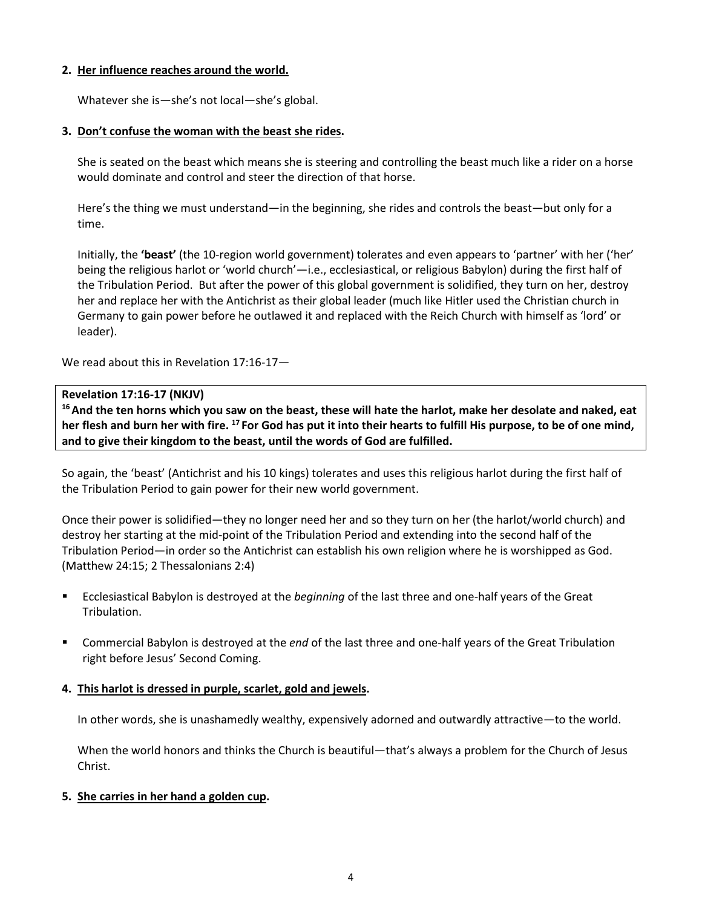2. **<u>Her influence reaches around the world.</u>**

   Whatever she is—she's not local—she's global.

3. **<u>Don't confuse the woman with the beast she rides</u>.**

   She is seated on the beast which means she is steering and controlling the beast much like a rider on a horse would dominate and control and steer the direction of that horse.

   Here's the thing we must understand—in the beginning, she rides and controls the beast—but only for a time.

   Initially, the **'beast'** (the 10-region world government) tolerates and even appears to 'partner' with her ('her' being the religious harlot or 'world church'—i.e., ecclesiastical, or religious Babylon) during the first half of the Tribulation Period. But after the power of this global government is solidified, they turn on her, destroy her and replace her with the Antichrist as their global leader (much like Hitler used the Christian church in Germany to gain power before he outlawed it and replaced with the Reich Church with himself as 'lord' or leader).

We read about this in Revelation 17:16-17—

> **Revelation 17:16-17 (NKJV)**
> **16 And the ten horns which you saw on the beast, these will hate the harlot, make her desolate and naked, eat her flesh and burn her with fire. 17 For God has put it into their hearts to fulfill His purpose, to be of one mind, and to give their kingdom to the beast, until the words of God are fulfilled.**

So again, the 'beast' (Antichrist and his 10 kings) tolerates and uses this religious harlot during the first half of the Tribulation Period to gain power for their new world government.

Once their power is solidified—they no longer need her and so they turn on her (the harlot/world church) and destroy her starting at the mid-point of the Tribulation Period and extending into the second half of the Tribulation Period—in order so the Antichrist can establish his own religion where he is worshipped as God. (Matthew 24:15; 2 Thessalonians 2:4)

- Ecclesiastical Babylon is destroyed at the *beginning* of the last three and one-half years of the Great Tribulation.
- Commercial Babylon is destroyed at the *end* of the last three and one-half years of the Great Tribulation right before Jesus' Second Coming.

4. **<u>This harlot is dressed in purple, scarlet, gold and jewels</u>.**

   In other words, she is unashamedly wealthy, expensively adorned and outwardly attractive—to the world.

   When the world honors and thinks the Church is beautiful—that's always a problem for the Church of Jesus Christ.

5. **<u>She carries in her hand a golden cup</u>.**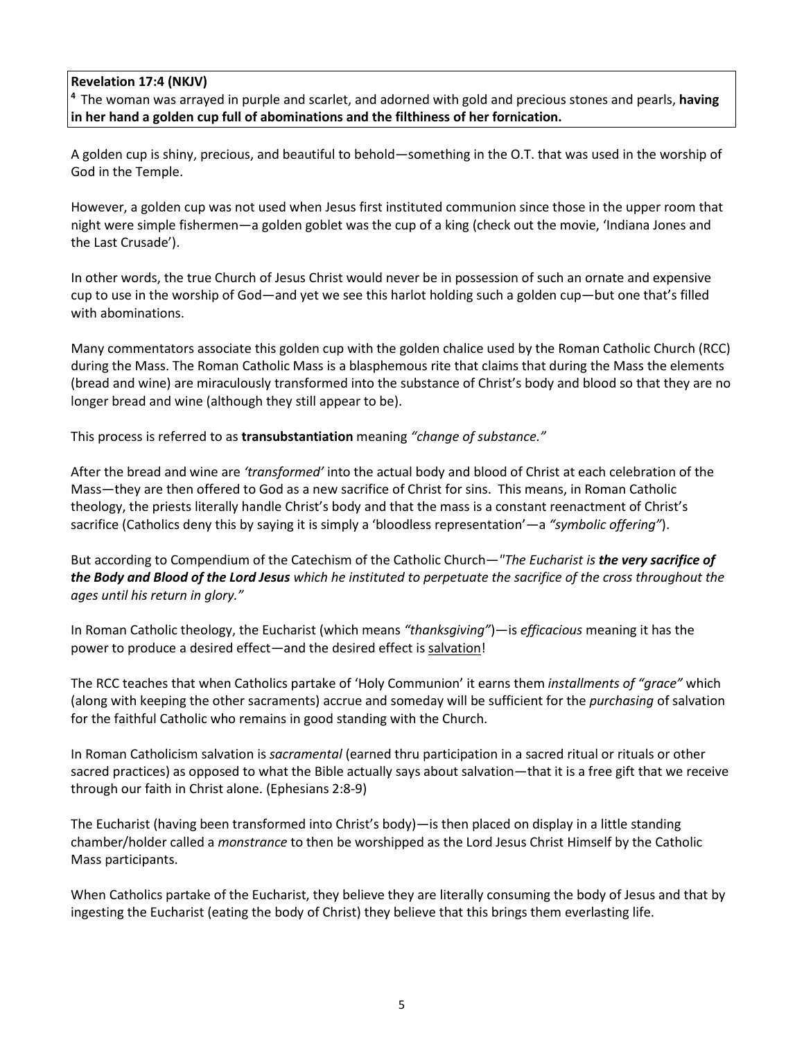**Revelation 17:4 (NKJV)**
[4] The woman was arrayed in purple and scarlet, and adorned with gold and precious stones and pearls, **having in her hand a golden cup full of abominations and the filthiness of her fornication.**

A golden cup is shiny, precious, and beautiful to behold—something in the O.T. that was used in the worship of God in the Temple.

However, a golden cup was not used when Jesus first instituted communion since those in the upper room that night were simple fishermen—a golden goblet was the cup of a king (check out the movie, 'Indiana Jones and the Last Crusade').

In other words, the true Church of Jesus Christ would never be in possession of such an ornate and expensive cup to use in the worship of God—and yet we see this harlot holding such a golden cup—but one that's filled with abominations.

Many commentators associate this golden cup with the golden chalice used by the Roman Catholic Church (RCC) during the Mass. The Roman Catholic Mass is a blasphemous rite that claims that during the Mass the elements (bread and wine) are miraculously transformed into the substance of Christ's body and blood so that they are no longer bread and wine (although they still appear to be).

This process is referred to as **transubstantiation** meaning *"change of substance."*

After the bread and wine are *'transformed'* into the actual body and blood of Christ at each celebration of the Mass—they are then offered to God as a new sacrifice of Christ for sins. This means, in Roman Catholic theology, the priests literally handle Christ's body and that the mass is a constant reenactment of Christ's sacrifice (Catholics deny this by saying it is simply a 'bloodless representation'—a *"symbolic offering"*).

But according to Compendium of the Catechism of the Catholic Church—*"The Eucharist is **the very sacrifice of the Body and Blood of the Lord Jesus** which he instituted to perpetuate the sacrifice of the cross throughout the ages until his return in glory."*

In Roman Catholic theology, the Eucharist (which means *"thanksgiving"*)—is *efficacious* meaning it has the power to produce a desired effect—and the desired effect is salvation!

The RCC teaches that when Catholics partake of 'Holy Communion' it earns them *installments of "grace"* which (along with keeping the other sacraments) accrue and someday will be sufficient for the *purchasing* of salvation for the faithful Catholic who remains in good standing with the Church.

In Roman Catholicism salvation is *sacramental* (earned thru participation in a sacred ritual or rituals or other sacred practices) as opposed to what the Bible actually says about salvation—that it is a free gift that we receive through our faith in Christ alone. (Ephesians 2:8-9)

The Eucharist (having been transformed into Christ's body)—is then placed on display in a little standing chamber/holder called a *monstrance* to then be worshipped as the Lord Jesus Christ Himself by the Catholic Mass participants.

When Catholics partake of the Eucharist, they believe they are literally consuming the body of Jesus and that by ingesting the Eucharist (eating the body of Christ) they believe that this brings them everlasting life.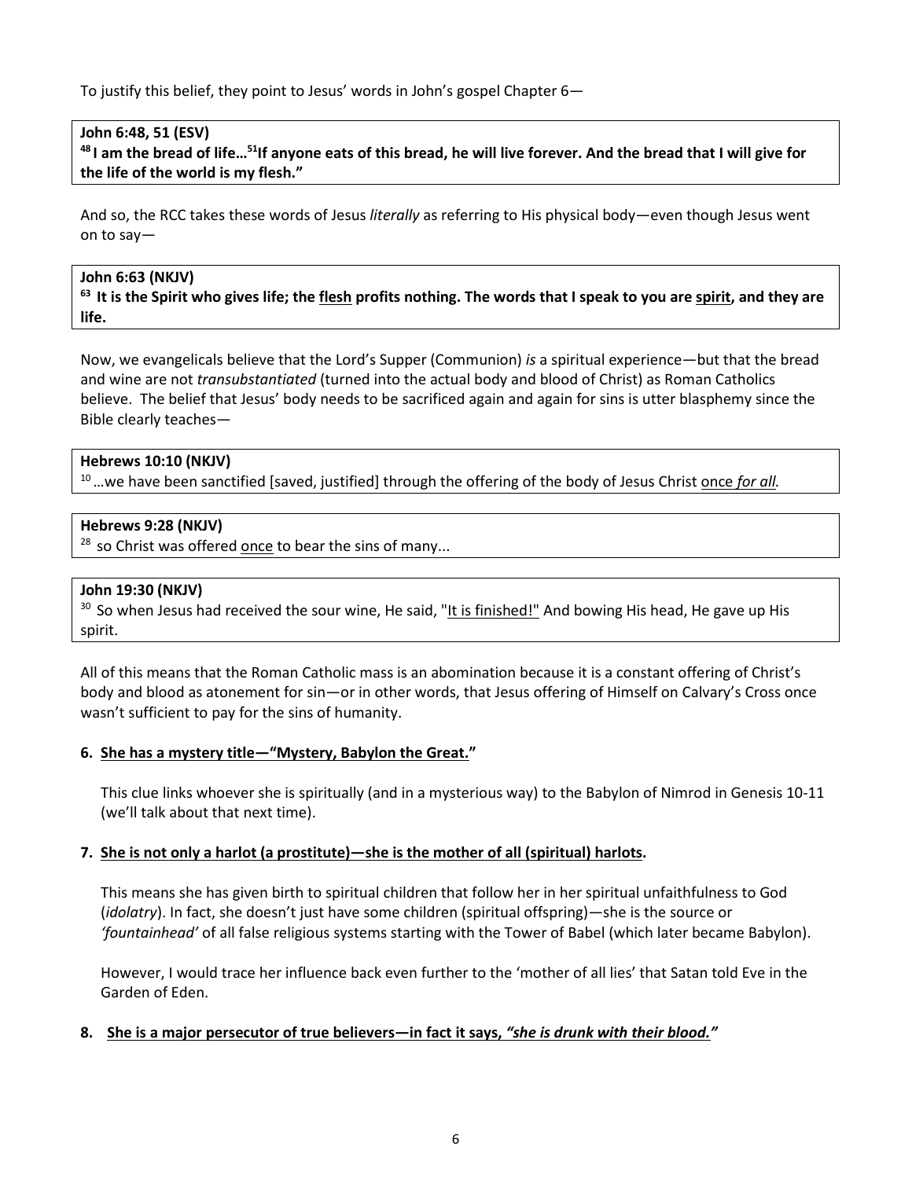To justify this belief, they point to Jesus' words in John's gospel Chapter 6—

> **John 6:48, 51 (ESV)**
> **[48] I am the bread of life…[51]If anyone eats of this bread, he will live forever. And the bread that I will give for the life of the world is my flesh."**

And so, the RCC takes these words of Jesus *literally* as referring to His physical body—even though Jesus went on to say—

> **John 6:63 (NKJV)**
> **[63] It is the Spirit who gives life; the <u>flesh</u> profits nothing. The words that I speak to you are <u>spirit</u>, and they are life.**

Now, we evangelicals believe that the Lord's Supper (Communion) *is* a spiritual experience—but that the bread and wine are not *transubstantiated* (turned into the actual body and blood of Christ) as Roman Catholics believe. The belief that Jesus' body needs to be sacrificed again and again for sins is utter blasphemy since the Bible clearly teaches—

> **Hebrews 10:10 (NKJV)**
> [10] …we have been sanctified [saved, justified] through the offering of the body of Jesus Christ <u>once *for all.*</u>

> **Hebrews 9:28 (NKJV)**
> [28] so Christ was offered <u>once</u> to bear the sins of many...

> **John 19:30 (NKJV)**
> [30] So when Jesus had received the sour wine, He said, "<u>It is finished!"</u> And bowing His head, He gave up His spirit.

All of this means that the Roman Catholic mass is an abomination because it is a constant offering of Christ's body and blood as atonement for sin—or in other words, that Jesus offering of Himself on Calvary's Cross once wasn't sufficient to pay for the sins of humanity.

6. **<u>She has a mystery title—"Mystery, Babylon the Great."</u>**

   This clue links whoever she is spiritually (and in a mysterious way) to the Babylon of Nimrod in Genesis 10-11 (we'll talk about that next time).

7. **<u>She is not only a harlot (a prostitute)—she is the mother of all (spiritual) harlots</u>.**

   This means she has given birth to spiritual children that follow her in her spiritual unfaithfulness to God (*idolatry*). In fact, she doesn't just have some children (spiritual offspring)—she is the source or *'fountainhead'* of all false religious systems starting with the Tower of Babel (which later became Babylon).

   However, I would trace her influence back even further to the 'mother of all lies' that Satan told Eve in the Garden of Eden.

8. **<u>She is a major persecutor of true believers—in fact it says, *"she is drunk with their blood."*</u>**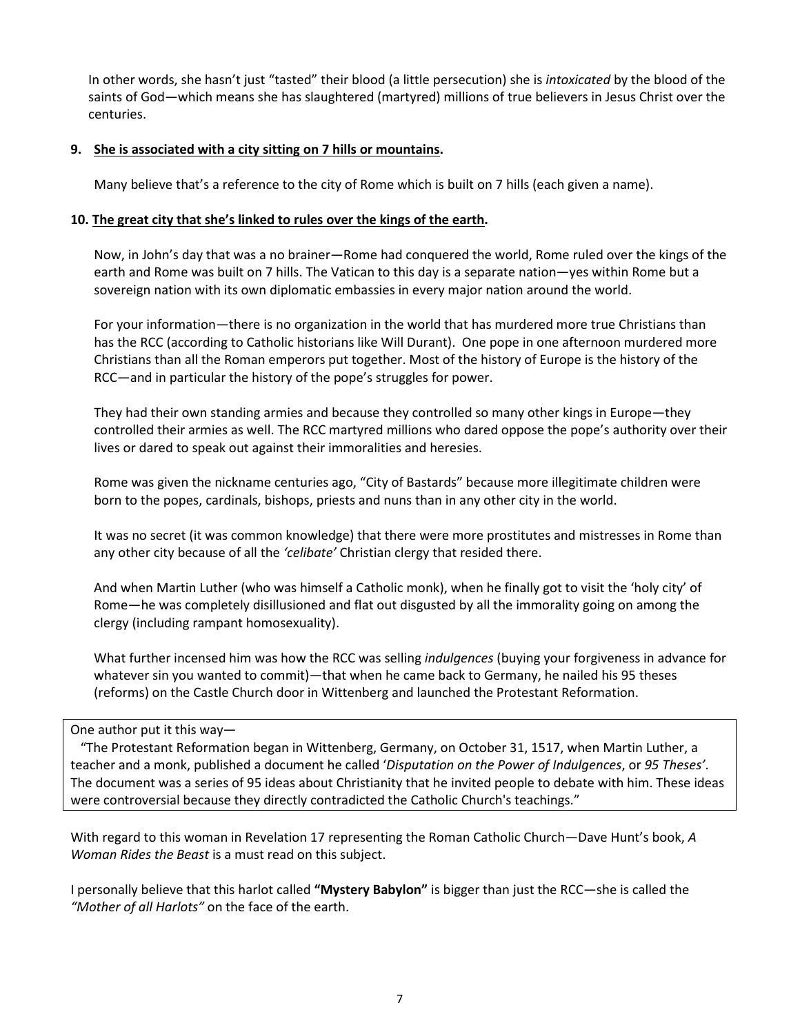In other words, she hasn't just "tasted" their blood (a little persecution) she is *intoxicated* by the blood of the saints of God—which means she has slaughtered (martyred) millions of true believers in Jesus Christ over the centuries.

**9. <u>She is associated with a city sitting on 7 hills or mountains</u>.**

Many believe that's a reference to the city of Rome which is built on 7 hills (each given a name).

**10. <u>The great city that she's linked to rules over the kings of the earth</u>.**

Now, in John's day that was a no brainer—Rome had conquered the world, Rome ruled over the kings of the earth and Rome was built on 7 hills. The Vatican to this day is a separate nation—yes within Rome but a sovereign nation with its own diplomatic embassies in every major nation around the world.

For your information—there is no organization in the world that has murdered more true Christians than has the RCC (according to Catholic historians like Will Durant). One pope in one afternoon murdered more Christians than all the Roman emperors put together. Most of the history of Europe is the history of the RCC—and in particular the history of the pope's struggles for power.

They had their own standing armies and because they controlled so many other kings in Europe—they controlled their armies as well. The RCC martyred millions who dared oppose the pope's authority over their lives or dared to speak out against their immoralities and heresies.

Rome was given the nickname centuries ago, "City of Bastards" because more illegitimate children were born to the popes, cardinals, bishops, priests and nuns than in any other city in the world.

It was no secret (it was common knowledge) that there were more prostitutes and mistresses in Rome than any other city because of all the *'celibate'* Christian clergy that resided there.

And when Martin Luther (who was himself a Catholic monk), when he finally got to visit the 'holy city' of Rome—he was completely disillusioned and flat out disgusted by all the immorality going on among the clergy (including rampant homosexuality).

What further incensed him was how the RCC was selling *indulgences* (buying your forgiveness in advance for whatever sin you wanted to commit)—that when he came back to Germany, he nailed his 95 theses (reforms) on the Castle Church door in Wittenberg and launched the Protestant Reformation.

> One author put it this way—
>
> "The Protestant Reformation began in Wittenberg, Germany, on October 31, 1517, when Martin Luther, a teacher and a monk, published a document he called '*Disputation on the Power of Indulgences*, or *95 Theses*'. The document was a series of 95 ideas about Christianity that he invited people to debate with him. These ideas were controversial because they directly contradicted the Catholic Church's teachings."

With regard to this woman in Revelation 17 representing the Roman Catholic Church—Dave Hunt's book, *A Woman Rides the Beast* is a must read on this subject.

I personally believe that this harlot called **"Mystery Babylon"** is bigger than just the RCC—she is called the *"Mother of all Harlots"* on the face of the earth.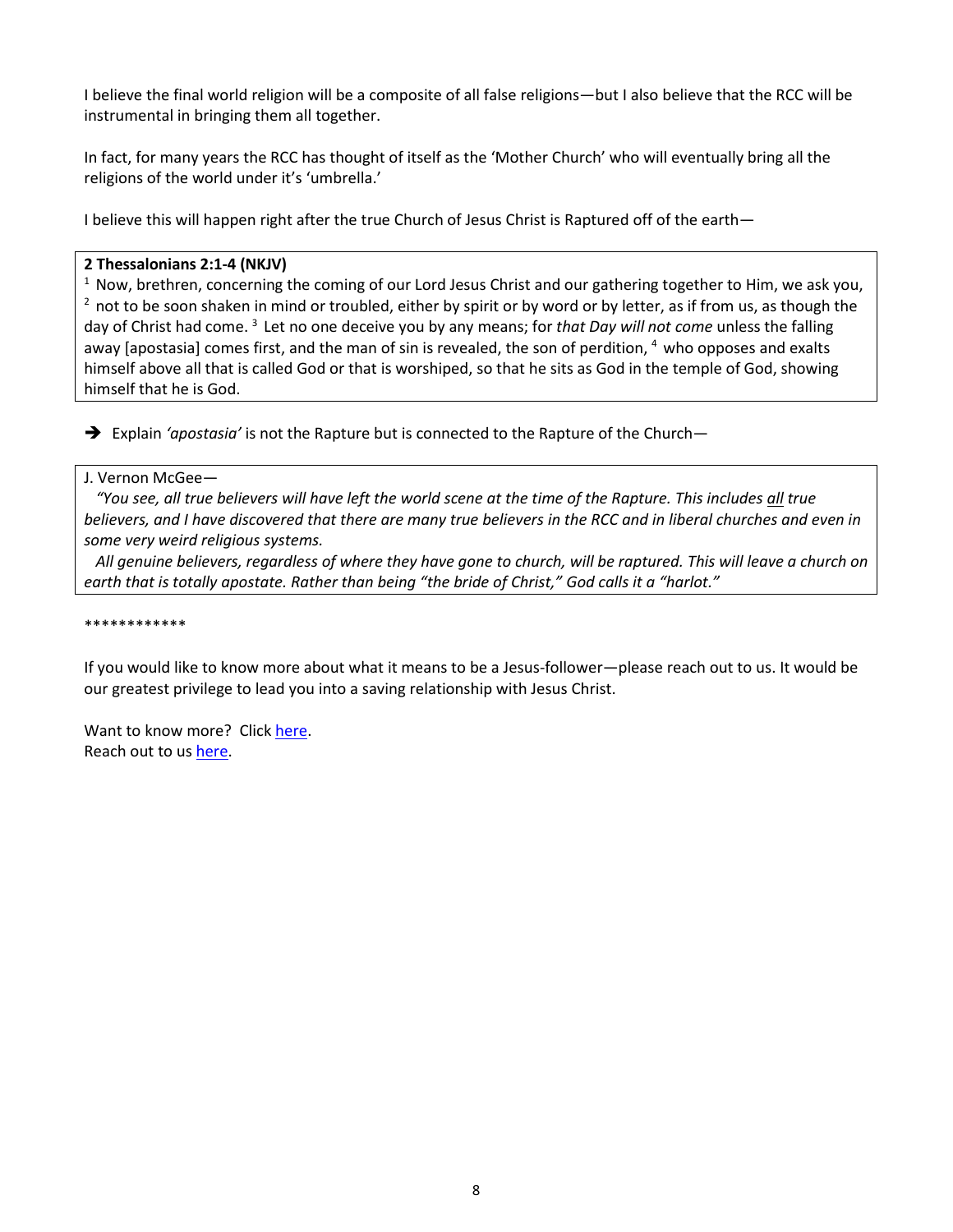I believe the final world religion will be a composite of all false religions—but I also believe that the RCC will be instrumental in bringing them all together.

In fact, for many years the RCC has thought of itself as the 'Mother Church' who will eventually bring all the religions of the world under it's 'umbrella.'

I believe this will happen right after the true Church of Jesus Christ is Raptured off of the earth—

> **2 Thessalonians 2:1-4 (NKJV)**
> [1] Now, brethren, concerning the coming of our Lord Jesus Christ and our gathering together to Him, we ask you, [2] not to be soon shaken in mind or troubled, either by spirit or by word or by letter, as if from us, as though the day of Christ had come. [3] Let no one deceive you by any means; for *that Day will not come* unless the falling away [apostasia] comes first, and the man of sin is revealed, the son of perdition, [4] who opposes and exalts himself above all that is called God or that is worshiped, so that he sits as God in the temple of God, showing himself that he is God.

➔ Explain *'apostasia'* is not the Rapture but is connected to the Rapture of the Church—

> J. Vernon McGee—
> *"You see, all true believers will have left the world scene at the time of the Rapture. This includes all true believers, and I have discovered that there are many true believers in the RCC and in liberal churches and even in some very weird religious systems.*
> *All genuine believers, regardless of where they have gone to church, will be raptured. This will leave a church on earth that is totally apostate. Rather than being "the bride of Christ," God calls it a "harlot."*

************

If you would like to know more about what it means to be a Jesus-follower—please reach out to us. It would be our greatest privilege to lead you into a saving relationship with Jesus Christ.

Want to know more? Click here.
Reach out to us here.